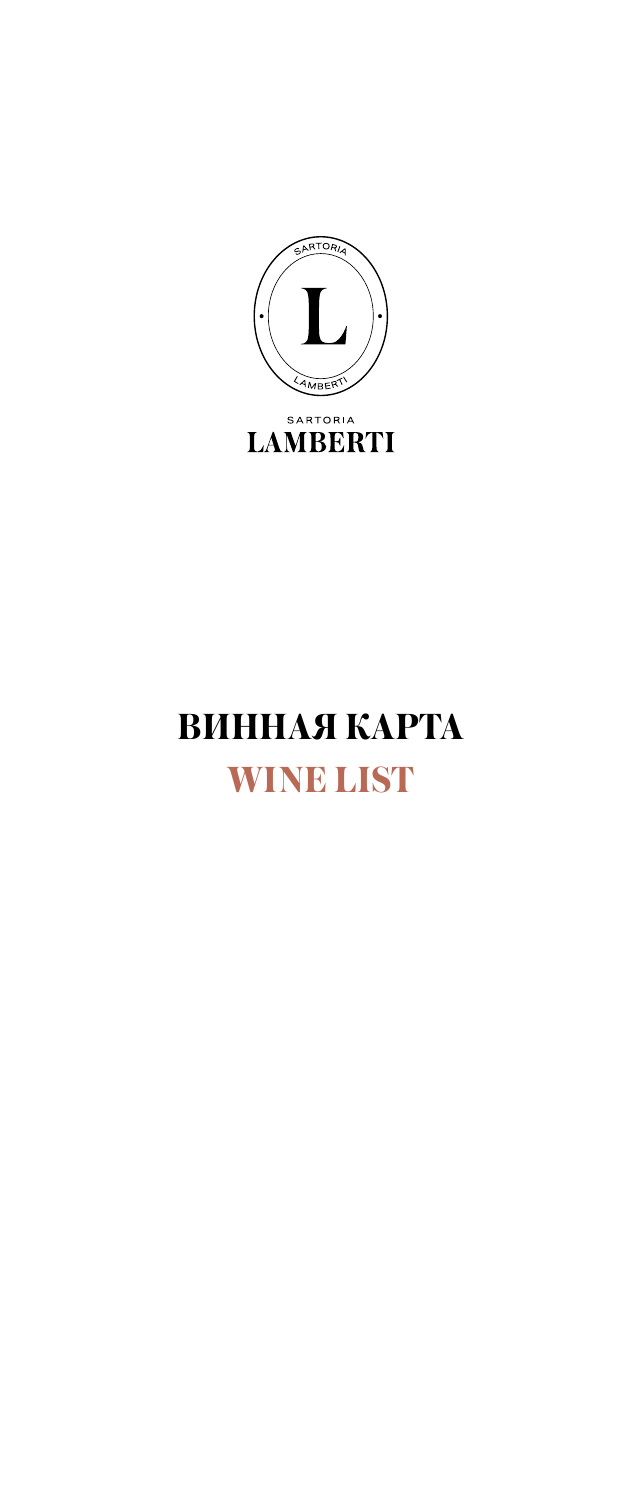SARTORIA

LAMBERTI

# ВИННАЯ КАРТА

# WINE LIST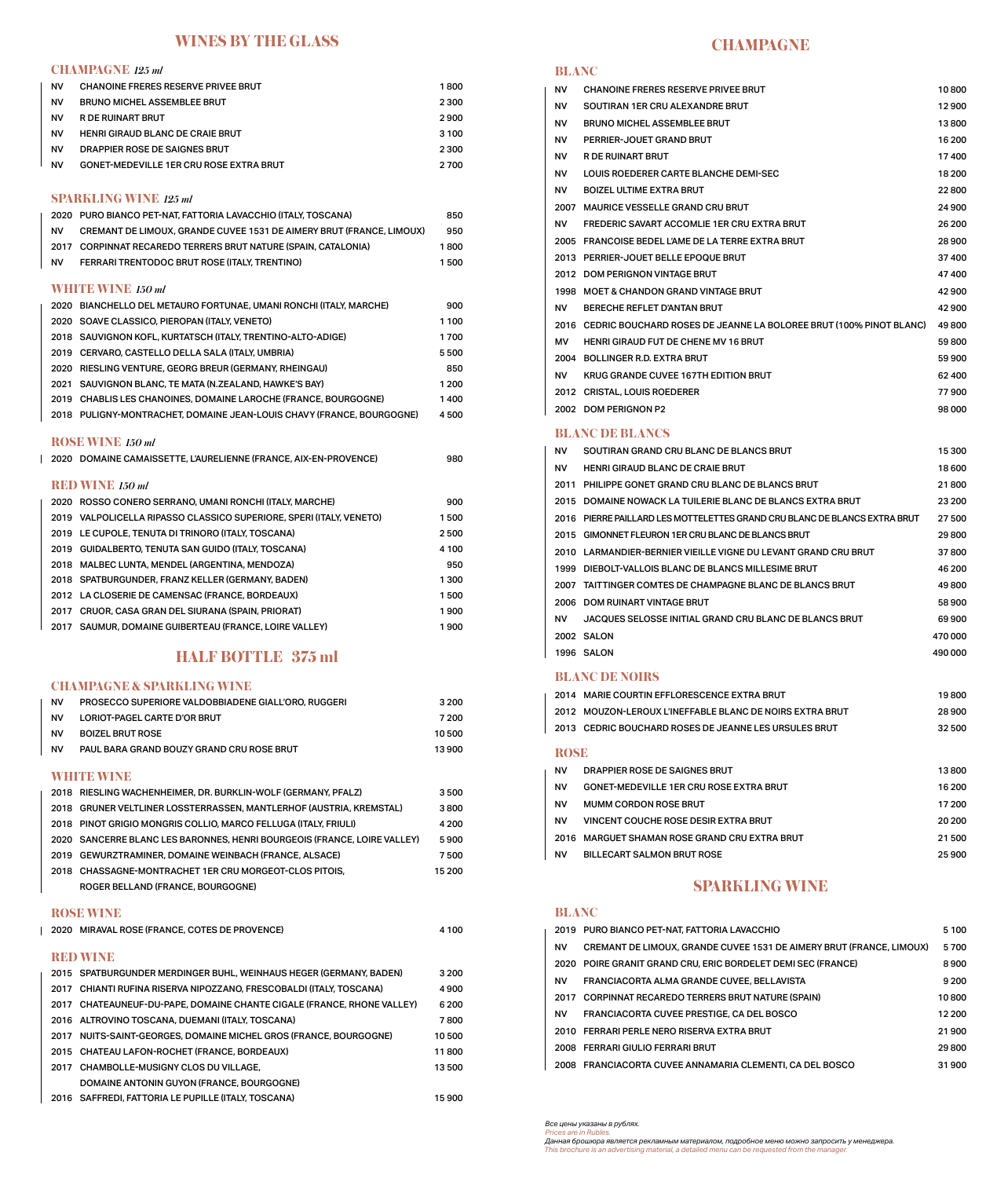# WINES BY THE GLASS

## CHAMPAGNE *125 ml*

| | | |
|---|---|---|
| NV | CHANOINE FRERES RESERVE PRIVEE BRUT | 1 800 |
| NV | BRUNO MICHEL ASSEMBLEE BRUT | 2 300 |
| NV | R DE RUINART BRUT | 2 900 |
| NV | HENRI GIRAUD BLANC DE CRAIE BRUT | 3 100 |
| NV | DRAPPIER ROSE DE SAIGNES BRUT | 2 300 |
| NV | GONET-MEDEVILLE 1ER CRU ROSE EXTRA BRUT | 2 700 |

## SPARKLING WINE *125 ml*

| | | |
|---|---|---|
| 2020 | PURO BIANCO PET-NAT, FATTORIA LAVACCHIO (ITALY, TOSCANA) | 850 |
| NV | CREMANT DE LIMOUX, GRANDE CUVEE 1531 DE AIMERY BRUT (FRANCE, LIMOUX) | 950 |
| 2017 | CORPINNAT RECAREDO TERRERS BRUT NATURE (SPAIN, CATALONIA) | 1 800 |
| NV | FERRARI TRENTODOC BRUT ROSE (ITALY, TRENTINO) | 1 500 |

## WHITE WINE *150 ml*

| | | |
|---|---|---|
| 2020 | BIANCHELLO DEL METAURO FORTUNAE, UMANI RONCHI (ITALY, MARCHE) | 900 |
| 2020 | SOAVE CLASSICO, PIEROPAN (ITALY, VENETO) | 1 100 |
| 2018 | SAUVIGNON KOFL, KURTATSCH (ITALY, TRENTINO-ALTO-ADIGE) | 1 700 |
| 2019 | CERVARO, CASTELLO DELLA SALA (ITALY, UMBRIA) | 5 500 |
| 2020 | RIESLING VENTURE, GEORG BREUR (GERMANY, RHEINGAU) | 850 |
| 2021 | SAUVIGNON BLANC, TE MATA (N.ZEALAND, HAWKE'S BAY) | 1 200 |
| 2019 | CHABLIS LES CHANOINES, DOMAINE LAROCHE (FRANCE, BOURGOGNE) | 1 400 |
| 2018 | PULIGNY-MONTRACHET, DOMAINE JEAN-LOUIS CHAVY (FRANCE, BOURGOGNE) | 4 500 |

## ROSE WINE *150 ml*

| | | |
|---|---|---|
| 2020 | DOMAINE CAMAISSETTE, L'AURELIENNE (FRANCE, AIX-EN-PROVENCE) | 980 |

## RED WINE *150 ml*

| | | |
|---|---|---|
| 2020 | ROSSO CONERO SERRANO, UMANI RONCHI (ITALY, MARCHE) | 900 |
| 2019 | VALPOLICELLA RIPASSO CLASSICO SUPERIORE, SPERI (ITALY, VENETO) | 1 500 |
| 2019 | LE CUPOLE, TENUTA DI TRINORO (ITALY, TOSCANA) | 2 500 |
| 2019 | GUIDALBERTO, TENUTA SAN GUIDO (ITALY, TOSCANA) | 4 100 |
| 2018 | MALBEC LUNTA, MENDEL (ARGENTINA, MENDOZA) | 950 |
| 2018 | SPATBURGUNDER, FRANZ KELLER (GERMANY, BADEN) | 1 300 |
| 2012 | LA CLOSERIE DE CAMENSAC (FRANCE, BORDEAUX) | 1 500 |
| 2017 | CRUOR, CASA GRAN DEL SIURANA (SPAIN, PRIORAT) | 1 900 |
| 2017 | SAUMUR, DOMAINE GUIBERTEAU (FRANCE, LOIRE VALLEY) | 1 900 |

# HALF BOTTLE 375 ml

## CHAMPAGNE & SPARKLING WINE

| | | |
|---|---|---|
| NV | PROSECCO SUPERIORE VALDOBBIADENE GIALL'ORO, RUGGERI | 3 200 |
| NV | LORIOT-PAGEL CARTE D'OR BRUT | 7 200 |
| NV | BOIZEL BRUT ROSE | 10 500 |
| NV | PAUL BARA GRAND BOUZY GRAND CRU ROSE BRUT | 13 900 |

## WHITE WINE

| | | |
|---|---|---|
| 2018 | RIESLING WACHENHEIMER, DR. BURKLIN-WOLF (GERMANY, PFALZ) | 3 500 |
| 2018 | GRUNER VELTLINER LOSSTERRASSEN, MANTLERHOF (AUSTRIA, KREMSTAL) | 3 800 |
| 2018 | PINOT GRIGIO MONGRIS COLLIO, MARCO FELLUGA (ITALY, FRIULI) | 4 200 |
| 2020 | SANCERRE BLANC LES BARONNES, HENRI BOURGEOIS (FRANCE, LOIRE VALLEY) | 5 900 |
| 2019 | GEWURZTRAMINER, DOMAINE WEINBACH (FRANCE, ALSACE) | 7 500 |
| 2018 | CHASSAGNE-MONTRACHET 1ER CRU MORGEOT-CLOS PITOIS, ROGER BELLAND (FRANCE, BOURGOGNE) | 15 200 |

## ROSE WINE

| | | |
|---|---|---|
| 2020 | MIRAVAL ROSE (FRANCE, COTES DE PROVENCE) | 4 100 |

## RED WINE

| | | |
|---|---|---|
| 2015 | SPATBURGUNDER MERDINGER BUHL, WEINHAUS HEGER (GERMANY, BADEN) | 3 200 |
| 2017 | CHIANTI RUFINA RISERVA NIPOZZANO, FRESCOBALDI (ITALY, TOSCANA) | 4 900 |
| 2017 | CHATEAUNEUF-DU-PAPE, DOMAINE CHANTE CIGALE (FRANCE, RHONE VALLEY) | 6 200 |
| 2016 | ALTROVINO TOSCANA, DUEMANI (ITALY, TOSCANA) | 7 800 |
| 2017 | NUITS-SAINT-GEORGES, DOMAINE MICHEL GROS (FRANCE, BOURGOGNE) | 10 500 |
| 2015 | CHATEAU LAFON-ROCHET (FRANCE, BORDEAUX) | 11 800 |
| 2017 | CHAMBOLLE-MUSIGNY CLOS DU VILLAGE, DOMAINE ANTONIN GUYON (FRANCE, BOURGOGNE) | 13 500 |
| 2016 | SAFFREDI, FATTORIA LE PUPILLE (ITALY, TOSCANA) | 15 900 |

# CHAMPAGNE

## BLANC

| | | |
|---|---|---|
| NV | CHANOINE FRERES RESERVE PRIVEE BRUT | 10 800 |
| NV | SOUTIRAN 1ER CRU ALEXANDRE BRUT | 12 900 |
| NV | BRUNO MICHEL ASSEMBLEE BRUT | 13 800 |
| NV | PERRIER-JOUET GRAND BRUT | 16 200 |
| NV | R DE RUINART BRUT | 17 400 |
| NV | LOUIS ROEDERER CARTE BLANCHE DEMI-SEC | 18 200 |
| NV | BOIZEL ULTIME EXTRA BRUT | 22 800 |
| 2007 | MAURICE VESSELLE GRAND CRU BRUT | 24 900 |
| NV | FREDERIC SAVART ACCOMLIE 1ER CRU EXTRA BRUT | 26 200 |
| 2005 | FRANCOISE BEDEL L'AME DE LA TERRE EXTRA BRUT | 28 900 |
| 2013 | PERRIER-JOUET BELLE EPOQUE BRUT | 37 400 |
| 2012 | DOM PERIGNON VINTAGE BRUT | 47 400 |
| 1998 | MOET & CHANDON GRAND VINTAGE BRUT | 42 900 |
| NV | BERECHE REFLET D'ANTAN BRUT | 42 900 |
| 2016 | CEDRIC BOUCHARD ROSES DE JEANNE LA BOLOREE BRUT (100% PINOT BLANC) | 49 800 |
| MV | HENRI GIRAUD FUT DE CHENE MV 16 BRUT | 59 800 |
| 2004 | BOLLINGER R.D. EXTRA BRUT | 59 900 |
| NV | KRUG GRANDE CUVEE 167TH EDITION BRUT | 62 400 |
| 2012 | CRISTAL, LOUIS ROEDERER | 77 900 |
| 2002 | DOM PERIGNON P2 | 98 000 |

## BLANC DE BLANCS

| | | |
|---|---|---|
| NV | SOUTIRAN GRAND CRU BLANC DE BLANCS BRUT | 15 300 |
| NV | HENRI GIRAUD BLANC DE CRAIE BRUT | 18 600 |
| 2011 | PHILIPPE GONET GRAND CRU BLANC DE BLANCS BRUT | 21 800 |
| 2015 | DOMAINE NOWACK LA TUILERIE BLANC DE BLANCS EXTRA BRUT | 23 200 |
| 2016 | PIERRE PAILLARD LES MOTTELETTES GRAND CRU BLANC DE BLANCS EXTRA BRUT | 27 500 |
| 2015 | GIMONNET FLEURON 1ER CRU BLANC DE BLANCS BRUT | 29 800 |
| 2010 | LARMANDIER-BERNIER VIEILLE VIGNE DU LEVANT GRAND CRU BRUT | 37 800 |
| 1999 | DIEBOLT-VALLOIS BLANC DE BLANCS MILLESIME BRUT | 46 200 |
| 2007 | TAITTINGER COMTES DE CHAMPAGNE BLANC DE BLANCS BRUT | 49 800 |
| 2006 | DOM RUINART VINTAGE BRUT | 58 900 |
| NV | JACQUES SELOSSE INITIAL GRAND CRU BLANC DE BLANCS BRUT | 69 900 |
| 2002 | SALON | 470 000 |
| 1996 | SALON | 490 000 |

## BLANC DE NOIRS

| | | |
|---|---|---|
| 2014 | MARIE COURTIN EFFLORESCENCE EXTRA BRUT | 19 800 |
| 2012 | MOUZON-LEROUX L'INEFFABLE BLANC DE NOIRS EXTRA BRUT | 28 900 |
| 2013 | CEDRIC BOUCHARD ROSES DE JEANNE LES URSULES BRUT | 32 500 |

## ROSE

| | | |
|---|---|---|
| NV | DRAPPIER ROSE DE SAIGNES BRUT | 13 800 |
| NV | GONET-MEDEVILLE 1ER CRU ROSE EXTRA BRUT | 16 200 |
| NV | MUMM CORDON ROSE BRUT | 17 200 |
| NV | VINCENT COUCHE ROSE DESIR EXTRA BRUT | 20 200 |
| 2016 | MARGUET SHAMAN ROSE GRAND CRU EXTRA BRUT | 21 500 |
| NV | BILLECART SALMON BRUT ROSE | 25 900 |

# SPARKLING WINE

## BLANC

| | | |
|---|---|---|
| 2019 | PURO BIANCO PET-NAT, FATTORIA LAVACCHIO | 5 100 |
| NV | CREMANT DE LIMOUX, GRANDE CUVEE 1531 DE AIMERY BRUT (FRANCE, LIMOUX) | 5 700 |
| 2020 | POIRE GRANIT GRAND CRU, ERIC BORDELET DEMI SEC (FRANCE) | 8 900 |
| NV | FRANCIACORTA ALMA GRANDE CUVEE, BELLAVISTA | 9 200 |
| 2017 | CORPINNAT RECAREDO TERRERS BRUT NATURE (SPAIN) | 10 800 |
| NV | FRANCIACORTA CUVEE PRESTIGE, CA DEL BOSCO | 12 200 |
| 2010 | FERRARI PERLE NERO RISERVA EXTRA BRUT | 21 900 |
| 2008 | FERRARI GIULIO FERRARI BRUT | 29 800 |
| 2008 | FRANCIACORTA CUVEE ANNAMARIA CLEMENTI, CA DEL BOSCO | 31 900 |

*Все цены указаны в рублях.*
*Prices are in Rubles.*
*Данная брошюра является рекламным материалом, подробное меню можно запросить у менеджера.*
*This brochure is an advertising material, a detailed menu can be requested from the manager.*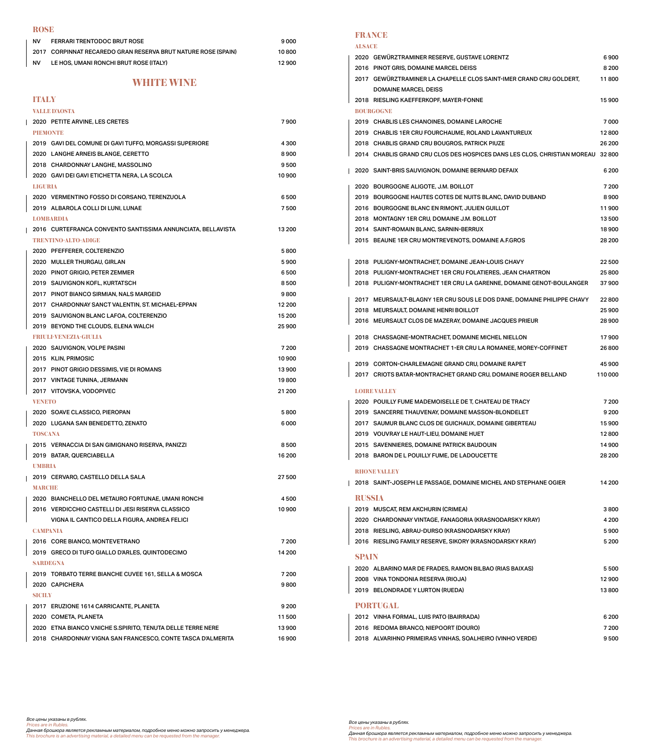## ROSE

| | | |
|---|---|---|
| NV | FERRARI TRENTODOC BRUT ROSE | 9 000 |
| 2017 | CORPINNAT RECAREDO GRAN RESERVA BRUT NATURE ROSE (SPAIN) | 10 800 |
| NV | LE HOS, UMANI RONCHI BRUT ROSE (ITALY) | 12 900 |

# WHITE WINE

## ITALY

### VALLE D'AOSTA

| | | |
|---|---|---|
| 2020 | PETITE ARVINE, LES CRETES | 7 900 |

### PIEMONTE

| | | |
|---|---|---|
| 2019 | GAVI DEL COMUNE DI GAVI TUFFO, MORGASSI SUPERIORE | 4 300 |
| 2020 | LANGHE ARNEIS BLANGE, CERETTO | 8 900 |
| 2018 | CHARDONNAY LANGHE, MASSOLINO | 9 500 |
| 2020 | GAVI DEI GAVI ETICHETTA NERA, LA SCOLCA | 10 900 |

### LIGURIA

| | | |
|---|---|---|
| 2020 | VERMENTINO FOSSO DI CORSANO, TERENZUOLA | 6 500 |
| 2019 | ALBAROLA COLLI DI LUNI, LUNAE | 7 500 |

### LOMBARDIA

| | | |
|---|---|---|
| 2016 | CURTEFRANCA CONVENTO SANTISSIMA ANNUNCIATA, BELLAVISTA | 13 200 |

### TRENTINO-ALTO-ADIGE

| | | |
|---|---|---|
| 2020 | PFEFFERER, COLTERENZIO | 5 800 |
| 2020 | MULLER THURGAU, GIRLAN | 5 900 |
| 2020 | PINOT GRIGIO, PETER ZEMMER | 6 500 |
| 2019 | SAUVIGNON KOFL, KURTATSCH | 8 500 |
| 2017 | PINOT BIANCO SIRMIAN, NALS MARGEID | 9 800 |
| 2017 | CHARDONNAY SANCT VALENTIN, ST. MICHAEL-EPPAN | 12 200 |
| 2019 | SAUVIGNON BLANC LAFOA, COLTERENZIO | 15 200 |
| 2019 | BEYOND THE CLOUDS, ELENA WALCH | 25 900 |

### FRIULI-VENEZIA-GIULIA

| | | |
|---|---|---|
| 2020 | SAUVIGNON, VOLPE PASINI | 7 200 |
| 2015 | KLIN, PRIMOSIC | 10 900 |
| 2017 | PINOT GRIGIO DESSIMIS, VIE DI ROMANS | 13 900 |
| 2017 | VINTAGE TUNINA, JERMANN | 19 800 |
| 2017 | VITOVSKA, VODOPIVEC | 21 200 |

### VENETO

| | | |
|---|---|---|
| 2020 | SOAVE CLASSICO, PIEROPAN | 5 800 |
| 2020 | LUGANA SAN BENEDETTO, ZENATO | 6 000 |

### TOSCANA

| | | |
|---|---|---|
| 2015 | VERNACCIA DI SAN GIMIGNANO RISERVA, PANIZZI | 8 500 |
| 2019 | BATAR, QUERCIABELLA | 16 200 |

### UMBRIA

| | | |
|---|---|---|
| 2019 | CERVARO, CASTELLO DELLA SALA | 27 500 |

### MARCHE

| | | |
|---|---|---|
| 2020 | BIANCHELLO DEL METAURO FORTUNAE, UMANI RONCHI | 4 500 |
| 2016 | VERDICCHIO CASTELLI DI JESI RISERVA CLASSICO VIGNA IL CANTICO DELLA FIGURA, ANDREA FELICI | 10 900 |

### CAMPANIA

| | | |
|---|---|---|
| 2016 | CORE BIANCO, MONTEVETRANO | 7 200 |
| 2019 | GRECO DI TUFO GIALLO D'ARLES, QUINTODECIMO | 14 200 |

### SARDEGNA

| | | |
|---|---|---|
| 2019 | TORBATO TERRE BIANCHE CUVEE 161, SELLA & MOSCA | 7 200 |
| 2020 | CAPICHERA | 9 800 |

### SICILY

| | | |
|---|---|---|
| 2017 | ERUZIONE 1614 CARRICANTE, PLANETA | 9 200 |
| 2020 | COMETA, PLANETA | 11 500 |
| 2020 | ETNA BIANCO V.NICHE S.SPIRITO, TENUTA DELLE TERRE NERE | 13 900 |
| 2018 | CHARDONNAY VIGNA SAN FRANCESCO, CONTE TASCA D'ALMERITA | 16 900 |

## FRANCE

### ALSACE

| | | |
|---|---|---|
| 2020 | GEWÜRZTRAMINER RESERVE, GUSTAVE LORENTZ | 6 900 |
| 2016 | PINOT GRIS, DOMAINE MARCEL DEISS | 8 200 |
| 2017 | GEWÜRZTRAMINER LA CHAPELLE CLOS SAINT-IMER CRAND CRU GOLDERT, DOMAINE MARCEL DEISS | 11 800 |
| 2018 | RIESLING KAEFFERKOPF, MAYER-FONNE | 15 900 |

### BOURGOGNE

| | | |
|---|---|---|
| 2019 | CHABLIS LES CHANOINES, DOMAINE LAROCHE | 7 000 |
| 2019 | CHABLIS 1ER CRU FOURCHAUME, ROLAND LAVANTUREUX | 12 800 |
| 2018 | CHABLIS GRAND CRU BOUGROS, PATRICK PIUZE | 26 200 |
| 2014 | CHABLIS GRAND CRU CLOS DES HOSPICES DANS LES CLOS, CHRISTIAN MOREAU | 32 800 |
| 2020 | SAINT-BRIS SAUVIGNON, DOMAINE BERNARD DEFAIX | 6 200 |
| 2020 | BOURGOGNE ALIGOTE, J.M. BOILLOT | 7 200 |
| 2019 | BOURGOGNE HAUTES COTES DE NUITS BLANC, DAVID DUBAND | 8 900 |
| 2016 | BOURGOGNE BLANC EN RIMONT, JULIEN GUILLOT | 11 900 |
| 2018 | MONTAGNY 1ER CRU, DOMAINE J.M. BOILLOT | 13 500 |
| 2014 | SAINT-ROMAIN BLANC, SARNIN-BERRUX | 18 900 |
| 2015 | BEAUNE 1ER CRU MONTREVENOTS, DOMAINE A.F.GROS | 28 200 |
| 2018 | PULIGNY-MONTRACHET, DOMAINE JEAN-LOUIS CHAVY | 22 500 |
| 2018 | PULIGNY-MONTRACHET 1ER CRU FOLATIERES, JEAN CHARTRON | 25 800 |
| 2018 | PULIGNY-MONTRACHET 1ER CRU LA GARENNE, DOMAINE GENOT-BOULANGER | 37 900 |
| 2017 | MEURSAULT-BLAGNY 1ER CRU SOUS LE DOS D'ANE, DOMAINE PHILIPPE CHAVY | 22 800 |
| 2018 | MEURSAULT, DOMAINE HENRI BOILLOT | 25 900 |
| 2016 | MEURSAULT CLOS DE MAZERAY, DOMAINE JACQUES PRIEUR | 28 900 |
| 2018 | CHASSAGNE-MONTRACHET, DOMAINE MICHEL NIELLON | 17 900 |
| 2019 | CHASSAGNE MONTRACHET 1-ER CRU LA ROMANEE, MOREY-COFFINET | 26 800 |
| 2019 | CORTON-CHARLEMAGNE GRAND CRU, DOMAINE RAPET | 45 900 |
| 2017 | CRIOTS BATAR-MONTRACHET GRAND CRU, DOMAINE ROGER BELLAND | 110 000 |

### LOIRE VALLEY

| | | |
|---|---|---|
| 2020 | POUILLY FUME MADEMOISELLE DE T, CHATEAU DE TRACY | 7 200 |
| 2019 | SANCERRE THAUVENAY, DOMAINE MASSON-BLONDELET | 9 200 |
| 2017 | SAUMUR BLANC CLOS DE GUICHAUX, DOMAINE GIBERTEAU | 15 900 |
| 2019 | VOUVRAY LE HAUT-LIEU, DOMAINE HUET | 12 800 |
| 2015 | SAVENNIERES, DOMAINE PATRICK BAUDOUIN | 14 900 |
| 2018 | BARON DE L POUILLY FUME, DE LADOUCETTE | 28 200 |

### RHONE VALLEY

| | | |
|---|---|---|
| 2018 | SAINT-JOSEPH LE PASSAGE, DOMAINE MICHEL AND STEPHANE OGIER | 14 200 |

## RUSSIA

| | | |
|---|---|---|
| 2019 | MUSCAT, REM AKCHURIN (CRIMEA) | 3 800 |
| 2020 | CHARDONNAY VINTAGE, FANAGORIA (KRASNODARSKY KRAY) | 4 200 |
| 2018 | RIESLING, ABRAU-DURSO (KRASNODARSKY KRAY) | 5 900 |
| 2016 | RIESLING FAMILY RESERVE, SIKORY (KRASNODARSKY KRAY) | 5 200 |

## SPAIN

| | | |
|---|---|---|
| 2020 | ALBARINO MAR DE FRADES, RAMON BILBAO (RIAS BAIXAS) | 5 500 |
| 2008 | VINA TONDONIA RESERVA (RIOJA) | 12 900 |
| 2019 | BELONDRADE Y LURTON (RUEDA) | 13 800 |

## PORTUGAL

| | | |
|---|---|---|
| 2012 | VINHA FORMAL, LUIS PATO (BAIRRADA) | 6 200 |
| 2016 | REDOMA BRANCO, NIEPOORT (DOURO) | 7 200 |
| 2018 | ALVARIHNO PRIMEIRAS VINHAS, SOALHEIRO (VINHO VERDE) | 9 500 |

*Все цены указаны в рублях.*
*Prices are in Rubles.*
*Данная брошюра является рекламным материалом, подробное меню можно запросить у менеджера.*
*This brochure is an advertising material, a detailed menu can be requested from the manager.*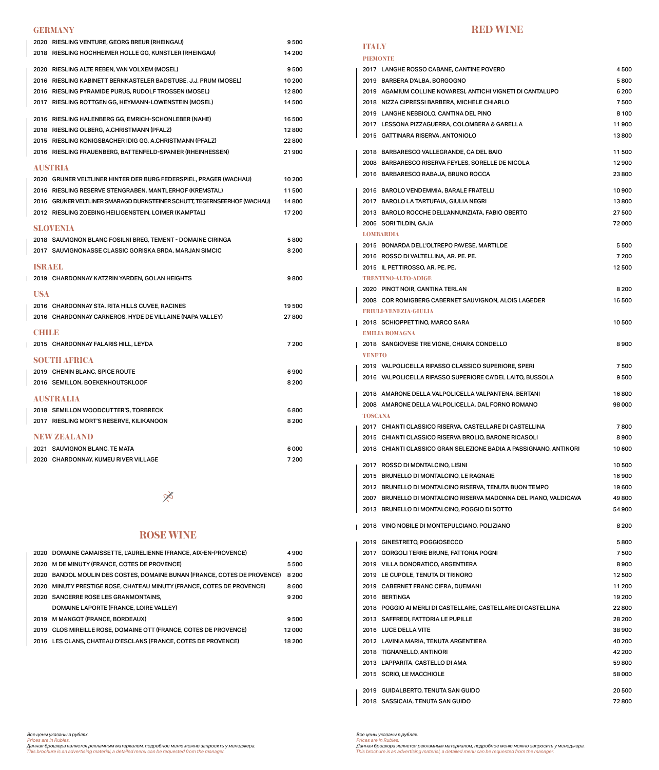## GERMANY

| | | |
|---|---|---|
| 2020 | RIESLING VENTURE, GEORG BREUR (RHEINGAU) | 9 500 |
| 2018 | RIESLING HOCHHEIMER HOLLE GG, KUNSTLER (RHEINGAU) | 14 200 |
| 2020 | RIESLING ALTE REBEN, VAN VOLXEM (MOSEL) | 9 500 |
| 2016 | RIESLING KABINETT BERNKASTELER BADSTUBE, J.J. PRUM (MOSEL) | 10 200 |
| 2016 | RIESLING PYRAMIDE PURUS, RUDOLF TROSSEN (MOSEL) | 12 800 |
| 2017 | RIESLING ROTTGEN GG, HEYMANN-LOWENSTEIN (MOSEL) | 14 500 |
| 2016 | RIESLING HALENBERG GG, EMRICH-SCHONLEBER (NAHE) | 16 500 |
| 2018 | RIESLING OLBERG, A.CHRISTMANN (PFALZ) | 12 800 |
| 2015 | RIESLING KONIGSBACHER IDIG GG, A.CHRISTMANN (PFALZ) | 22 800 |
| 2016 | RIESLING FRAUENBERG, BATTENFELD-SPANIER (RHEINHESSEN) | 21 900 |

## AUSTRIA

| | | |
|---|---|---|
| 2020 | GRUNER VELTLINER HINTER DER BURG FEDERSPIEL, PRAGER (WACHAU) | 10 200 |
| 2016 | RIESLING RESERVE STENGRABEN, MANTLERHOF (KREMSTAL) | 11 500 |
| 2016 | GRUNER VELTLINER SMARAGD DURNSTEINER SCHUTT, TEGERNSEERHOF (WACHAU) | 14 800 |
| 2012 | RIESLING ZOEBING HEILIGENSTEIN, LOIMER (KAMPTAL) | 17 200 |

## SLOVENIA

| | | |
|---|---|---|
| 2018 | SAUVIGNON BLANC FOSILNI BREG, TEMENT - DOMAINE CIRINGA | 5 800 |
| 2017 | SAUVIGNONASSE CLASSIC GORISKA BRDA, MARJAN SIMCIC | 8 200 |

## ISRAEL

| | | |
|---|---|---|
| 2019 | CHARDONNAY KATZRIN YARDEN, GOLAN HEIGHTS | 9 800 |

## USA

| | | |
|---|---|---|
| 2016 | CHARDONNAY STA. RITA HILLS CUVEE, RACINES | 19 500 |
| 2016 | CHARDONNAY CARNEROS, HYDE DE VILLAINE (NAPA VALLEY) | 27 800 |

## CHILE

| | | |
|---|---|---|
| 2015 | CHARDONNAY FALARIS HILL, LEYDA | 7 200 |

## SOUTH AFRICA

| | | |
|---|---|---|
| 2019 | CHENIN BLANC, SPICE ROUTE | 6 900 |
| 2016 | SEMILLON, BOEKENHOUTSKLOOF | 8 200 |

## AUSTRALIA

| | | |
|---|---|---|
| 2018 | SEMILLON WOODCUTTER'S, TORBRECK | 6 800 |
| 2017 | RIESLING MORT'S RESERVE, KILIKANOON | 8 200 |

## NEW ZEALAND

| | | |
|---|---|---|
| 2021 | SAUVIGNON BLANC, TE MATA | 6 000 |
| 2020 | CHARDONNAY, KUMEU RIVER VILLAGE | 7 200 |

# ROSE WINE

| | | |
|---|---|---|
| 2020 | DOMAINE CAMAISSETTE, L'AURELIENNE (FRANCE, AIX-EN-PROVENCE) | 4 900 |
| 2020 | M DE MINUTY (FRANCE, COTES DE PROVENCE) | 5 500 |
| 2020 | BANDOL MOULIN DES COSTES, DOMAINE BUNAN (FRANCE, COTES DE PROVENCE) | 8 200 |
| 2020 | MINUTY PRESTIGE ROSE, CHATEAU MINUTY (FRANCE, COTES DE PROVENCE) | 8 600 |
| 2020 | SANCERRE ROSE LES GRANMONTAINS, DOMAINE LAPORTE (FRANCE, LOIRE VALLEY) | 9 200 |
| 2019 | M MANGOT (FRANCE, BORDEAUX) | 9 500 |
| 2019 | CLOS MIREILLE ROSE, DOMAINE OTT (FRANCE, COTES DE PROVENCE) | 12 000 |
| 2016 | LES CLANS, CHATEAU D'ESCLANS (FRANCE, COTES DE PROVENCE) | 18 200 |

*Все цены указаны в рублях.*
*Prices are in Rubles.*
*Данная брошюра является рекламным материалом, подробное меню можно запросить у менеджера.*
*This brochure is an advertising material, a detailed menu can be requested from the manager.*

# RED WINE

## ITALY

### PIEMONTE

| | | |
|---|---|---|
| 2017 | LANGHE ROSSO CABANE, CANTINE POVERO | 4 500 |
| 2019 | BARBERA D'ALBA, BORGOGNO | 5 800 |
| 2019 | AGAMIUM COLLINE NOVARESI, ANTICHI VIGNETI DI CANTALUPO | 6 200 |
| 2018 | NIZZA CIPRESSI BARBERA, MICHELE CHIARLO | 7 500 |
| 2019 | LANGHE NEBBIOLO, CANTINA DEL PINO | 8 100 |
| 2017 | LESSONA PIZZAGUERRA, COLOMBERA & GARELLA | 11 900 |
| 2015 | GATTINARA RISERVA, ANTONIOLO | 13 800 |
| 2018 | BARBARESCO VALLEGRANDE, CA DEL BAIO | 11 500 |
| 2008 | BARBARESCO RISERVA FEYLES, SORELLE DE NICOLA | 12 900 |
| 2016 | BARBARESCO RABAJA, BRUNO ROCCA | 23 800 |
| 2016 | BAROLO VENDEMMIA, BARALE FRATELLI | 10 900 |
| 2017 | BAROLO LA TARTUFAIA, GIULIA NEGRI | 13 800 |
| 2013 | BAROLO ROCCHE DELL'ANNUNZIATA, FABIO OBERTO | 27 500 |
| 2006 | SORI TILDIN, GAJA | 72 000 |

### LOMBARDIA

| | | |
|---|---|---|
| 2015 | BONARDA DELL'OLTREPO PAVESE, MARTILDE | 5 500 |
| 2016 | ROSSO DI VALTELLINA, AR. PE. PE. | 7 200 |
| 2015 | IL PETTIROSSO, AR. PE. PE. | 12 500 |

### TRENTINO-ALTO-ADIGE

| | | |
|---|---|---|
| 2020 | PINOT NOIR, CANTINA TERLAN | 8 200 |
| 2008 | COR ROMIGBERG CABERNET SAUVIGNON, ALOIS LAGEDER | 16 500 |

### FRIULI-VENEZIA-GIULIA

| | | |
|---|---|---|
| 2018 | SCHIOPPETTINO, MARCO SARA | 10 500 |

### EMILIA ROMAGNA

| | | |
|---|---|---|
| 2018 | SANGIOVESE TRE VIGNE, CHIARA CONDELLO | 8 900 |

### VENETO

| | | |
|---|---|---|
| 2019 | VALPOLICELLA RIPASSO CLASSICO SUPERIORE, SPERI | 7 500 |
| 2016 | VALPOLICELLA RIPASSO SUPERIORE CA'DEL LAITO, BUSSOLA | 9 500 |
| 2018 | AMARONE DELLA VALPOLICELLA VALPANTENA, BERTANI | 16 800 |
| 2008 | AMARONE DELLA VALPOLICELLA, DAL FORNO ROMANO | 98 000 |

### TOSCANA

| | | |
|---|---|---|
| 2017 | CHIANTI CLASSICO RISERVA, CASTELLARE DI CASTELLINA | 7 800 |
| 2015 | CHIANTI CLASSICO RISERVA BROLIO, BARONE RICASOLI | 8 900 |
| 2018 | CHIANTI CLASSICO GRAN SELEZIONE BADIA A PASSIGNANO, ANTINORI | 10 600 |
| 2017 | ROSSO DI MONTALCINO, LISINI | 10 500 |
| 2015 | BRUNELLO DI MONTALCINO, LE RAGNAIE | 16 900 |
| 2012 | BRUNELLO DI MONTALCINO RISERVA, TENUTA BUON TEMPO | 19 600 |
| 2007 | BRUNELLO DI MONTALCINO RISERVA MADONNA DEL PIANO, VALDICAVA | 49 800 |
| 2013 | BRUNELLO DI MONTALCINO, POGGIO DI SOTTO | 54 900 |
| 2018 | VINO NOBILE DI MONTEPULCIANO, POLIZIANO | 8 200 |
| 2019 | GINESTRETO, POGGIOSECCO | 5 800 |
| 2017 | GORGOLI TERRE BRUNE, FATTORIA POGNI | 7 500 |
| 2019 | VILLA DONORATICO, ARGENTIERA | 8 900 |
| 2019 | LE CUPOLE, TENUTA DI TRINORO | 12 500 |
| 2019 | CABERNET FRANC CIFRA, DUEMANI | 11 200 |
| 2016 | BERTINGA | 19 200 |
| 2018 | POGGIO AI MERLI DI CASTELLARE, CASTELLARE DI CASTELLINA | 22 800 |
| 2013 | SAFFREDI, FATTORIA LE PUPILLE | 28 200 |
| 2016 | LUCE DELLA VITE | 38 900 |
| 2012 | LAVINIA MARIA, TENUTA ARGENTIERA | 40 200 |
| 2018 | TIGNANELLO, ANTINORI | 42 200 |
| 2013 | L'APPARITA, CASTELLO DI AMA | 59 800 |
| 2015 | SCRIO, LE MACCHIOLE | 58 000 |
| 2019 | GUIDALBERTO, TENUTA SAN GUIDO | 20 500 |
| 2018 | SASSICAIA, TENUTA SAN GUIDO | 72 800 |

*Все цены указаны в рублях.*
*Prices are in Rubles.*
*Данная брошюра является рекламным материалом, подробное меню можно запросить у менеджера.*
*This brochure is an advertising material, a detailed menu can be requested from the manager.*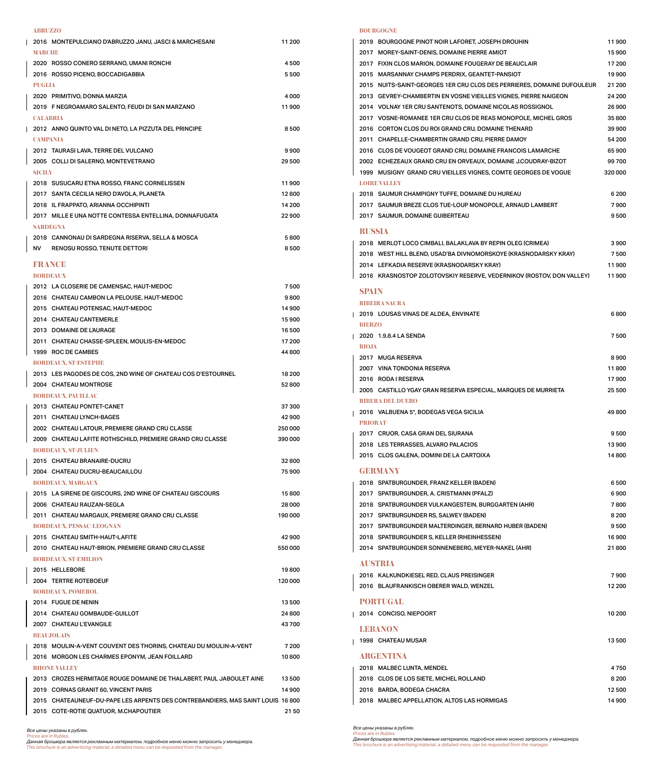### ABRUZZO

| | | |
|---|---|---|
| 2016 | MONTEPULCIANO D'ABRUZZO JANU, JASCI & MARCHESANI | 11 200 |

### MARCHE

| | | |
|---|---|---|
| 2020 | ROSSO CONERO SERRANO, UMANI RONCHI | 4 500 |
| 2016 | ROSSO PICENO, BOCCADIGABBIA | 5 500 |

### PUGLIA

| | | |
|---|---|---|
| 2020 | PRIMITIVO, DONNA MARZIA | 4 000 |
| 2019 | F NEGROAMARO SALENTO, FEUDI DI SAN MARZANO | 11 900 |

### CALABRIA

| | | |
|---|---|---|
| 2012 | ANNO QUINTO VAL DI NETO, LA PIZZUTA DEL PRINCIPE | 8 500 |

### CAMPANIA

| | | |
|---|---|---|
| 2012 | TAURASI LAVA, TERRE DEL VULCANO | 9 900 |
| 2005 | COLLI DI SALERNO, MONTEVETRANO | 29 500 |

### SICILY

| | | |
|---|---|---|
| 2018 | SUSUCARU ETNA ROSSO, FRANC CORNELISSEN | 11 900 |
| 2017 | SANTA CECILIA NERO D'AVOLA, PLANETA | 12 800 |
| 2018 | IL FRAPPATO, ARIANNA OCCHIPINTI | 14 200 |
| 2017 | MILLE E UNA NOTTE CONTESSA ENTELLINA, DONNAFUGATA | 22 900 |

### SARDEGNA

| | | |
|---|---|---|
| 2018 | CANNONAU DI SARDEGNA RISERVA, SELLA & MOSCA | 5 800 |
| NV | RENOSU ROSSO, TENUTE DETTORI | 8 500 |

## FRANCE

### BORDEAUX

| | | |
|---|---|---|
| 2012 | LA CLOSERIE DE CAMENSAC, HAUT-MEDOC | 7 500 |
| 2016 | CHATEAU CAMBON LA PELOUSE, HAUT-MEDOC | 9 800 |
| 2015 | CHATEAU POTENSAC, HAUT-MEDOC | 14 900 |
| 2014 | CHATEAU CANTEMERLE | 15 900 |
| 2013 | DOMAINE DE L'AURAGE | 16 500 |
| 2011 | CHATEAU CHASSE-SPLEEN, MOULIS-EN-MEDOC | 17 200 |
| 1999 | ROC DE CAMBES | 44 800 |

### BORDEAUX, ST-ESTEPHE

| | | |
|---|---|---|
| 2013 | LES PAGODES DE COS, 2ND WINE OF CHATEAU COS D'ESTOURNEL | 18 200 |
| 2004 | CHATEAU MONTROSE | 52 800 |

### BORDEAUX, PAUILLAC

| | | |
|---|---|---|
| 2013 | CHATEAU PONTET-CANET | 37 300 |
| 2011 | CHATEAU LYNCH-BAGES | 42 900 |
| 2002 | CHATEAU LATOUR, PREMIERE GRAND CRU CLASSE | 250 000 |
| 2009 | CHATEAU LAFITE ROTHSCHILD, PREMIERE GRAND CRU CLASSE | 390 000 |

### BORDEAUX, ST-JULIEN

| | | |
|---|---|---|
| 2015 | CHATEAU BRANAIRE-DUCRU | 32 800 |
| 2004 | CHATEAU DUCRU-BEAUCAILLOU | 75 900 |

### BORDEAUX, MARGAUX

| | | |
|---|---|---|
| 2015 | LA SIRENE DE GISCOURS, 2ND WINE OF CHATEAU GISCOURS | 15 800 |
| 2006 | CHATEAU RAUZAN-SEGLA | 28 000 |
| 2011 | CHATEAU MARGAUX, PREMIERE GRAND CRU CLASSE | 190 000 |

### BORDEAUX, PESSAC-LEOGNAN

| | | |
|---|---|---|
| 2015 | CHATEAU SMITH-HAUT-LAFITE | 42 900 |
| 2010 | CHATEAU HAUT-BRION, PREMIERE GRAND CRU CLASSE | 550 000 |

### BORDEAUX, ST-EMILION

| | | |
|---|---|---|
| 2015 | HELLEBORE | 19 800 |
| 2004 | TERTRE ROTEBOEUF | 120 000 |

### BORDEAUX, POMEROL

| | | |
|---|---|---|
| 2014 | FUGUE DE NENIN | 13 500 |
| 2014 | CHATEAU GOMBAUDE-GUILLOT | 24 800 |
| 2007 | CHATEAU L'EVANGILE | 43 700 |

### BEAUJOLAIS

| | | |
|---|---|---|
| 2018 | MOULIN-A-VENT COUVENT DES THORINS, CHATEAU DU MOULIN-A-VENT | 7 200 |
| 2016 | MORGON LES CHARMES EPONYM, JEAN FOILLARD | 10 800 |

### RHONE VALLEY

| | | |
|---|---|---|
| 2013 | CROZES HERMITAGE ROUGE DOMAINE DE THALABERT, PAUL JABOULET AINE | 13 500 |
| 2019 | CORNAS GRANIT 60, VINCENT PARIS | 14 900 |
| 2015 | CHATEAUNEUF-DU-PAPE LES ARPENTS DES CONTREBANDIERS, MAS SAINT LOUIS | 16 800 |
| 2015 | COTE-ROTIE QUATUOR, M.CHAPOUTIER | 21 50 |

### BOURGOGNE

| | | |
|---|---|---|
| 2019 | BOURGOGNE PINOT NOIR LAFORET, JOSEPH DROUHIN | 11 900 |
| 2017 | MOREY-SAINT-DENIS, DOMAINE PIERRE AMIOT | 15 900 |
| 2017 | FIXIN CLOS MARION, DOMAINE FOUGERAY DE BEAUCLAIR | 17 200 |
| 2015 | MARSANNAY CHAMPS PERDRIX, GEANTET-PANSIOT | 19 900 |
| 2015 | NUITS-SAINT-GEORGES 1ER CRU CLOS DES PERRIERES, DOMAINE DUFOULEUR | 21 200 |
| 2013 | GEVREY-CHAMBERTIN EN VOSNE VIEILLES VIGNES, PIERRE NAIGEON | 24 200 |
| 2014 | VOLNAY 1ER CRU SANTENOTS, DOMAINE NICOLAS ROSSIGNOL | 26 900 |
| 2017 | VOSNE-ROMANEE 1ER CRU CLOS DE REAS MONOPOLE, MICHEL GROS | 35 800 |
| 2016 | CORTON CLOS DU ROI GRAND CRU, DOMAINE THENARD | 39 900 |
| 2011 | CHAPELLE-CHAMBERTIN GRAND CRU, PIERRE DAMOY | 54 200 |
| 2016 | CLOS DE VOUGEOT GRAND CRU, DOMAINE FRANCOIS LAMARCHE | 65 900 |
| 2002 | ECHEZEAUX GRAND CRU EN ORVEAUX, DOMAINE J.COUDRAY-BIZOT | 99 700 |
| 1999 | MUSIGNY GRAND CRU VIEILLES VIGNES, COMTE GEORGES DE VOGUE | 320 000 |

### LOIRE VALLEY

| | | |
|---|---|---|
| 2018 | SAUMUR CHAMPIGNY TUFFE, DOMAINE DU HUREAU | 6 200 |
| 2017 | SAUMUR BREZE CLOS TUE-LOUP MONOPOLE, ARNAUD LAMBERT | 7 900 |
| 2017 | SAUMUR, DOMAINE GUIBERTEAU | 9 500 |

## RUSSIA

| | | |
|---|---|---|
| 2018 | MERLOT LOCO CIMBALI, BALAKLAVA BY REPIN OLEG (CRIMEA) | 3 900 |
| 2018 | WEST HILL BLEND, USAD'BA DIVNOMORSKOYE (KRASNODARSKY KRAY) | 7 500 |
| 2014 | LEFKADIA RESERVE (KRASNODARSKY KRAY) | 11 900 |
| 2016 | KRASNOSTOP ZOLOTOVSKIY RESERVE, VEDERNIKOV (ROSTOV, DON VALLEY) | 11 900 |

## SPAIN

### RIBEIRA SACRA

| | | |
|---|---|---|
| 2019 | LOUSAS VINAS DE ALDEA, ENVINATE | 6 800 |

### BIERZO

| | | |
|---|---|---|
| 2020 | 1.9.8.4 LA SENDA | 7 500 |

### RIOJA

| | | |
|---|---|---|
| 2017 | MUGA RESERVA | 8 900 |
| 2007 | VINA TONDONIA RESERVA | 11 800 |
| 2016 | RODA I RESERVA | 17 900 |
| 2005 | CASTILLO YGAY GRAN RESERVA ESPECIAL, MARQUES DE MURRIETA | 25 500 |

### RIBERA DEL DUERO

| | | |
|---|---|---|
| 2016 | VALBUENA 5°, BODEGAS VEGA SICILIA | 49 800 |

### PRIORAT

| | | |
|---|---|---|
| 2017 | CRUOR, CASA GRAN DEL SIURANA | 9 500 |
| 2018 | LES TERRASSES, ALVARO PALACIOS | 13 900 |
| 2015 | CLOS GALENA, DOMINI DE LA CARTOIXA | 14 800 |

## GERMANY

| | | |
|---|---|---|
| 2018 | SPATBURGUNDER, FRANZ KELLER (BADEN) | 6 500 |
| 2017 | SPATBURGUNDER, A. CRISTMANN (PFALZ) | 6 900 |
| 2018 | SPATBURGUNDER VULKANGESTEIN, BURGGARTEN (AHR) | 7 800 |
| 2017 | SPATBURGUNDER RS, SALWEY (BADEN) | 8 200 |
| 2017 | SPATBURGUNDER MALTERDINGER, BERNARD HUBER (BADEN) | 9 500 |
| 2018 | SPATBURGUNDER S, KELLER (RHEINHESSEN) | 16 900 |
| 2014 | SPATBURGUNDER SONNENEBERG, MEYER-NAKEL (AHR) | 21 800 |

## AUSTRIA

| | | |
|---|---|---|
| 2016 | KALKUNDKIESEL RED, CLAUS PREISINGER | 7 900 |
| 2016 | BLAUFRANKISCH OBERER WALD, WENZEL | 12 200 |

## PORTUGAL

| | | |
|---|---|---|
| 2014 | CONCISO, NIEPOORT | 10 200 |

## LEBANON

| | | |
|---|---|---|
| 1998 | CHATEAU MUSAR | 13 500 |

## ARGENTINA

| | | |
|---|---|---|
| 2018 | MALBEC LUNTA, MENDEL | 4 750 |
| 2018 | CLOS DE LOS SIETE, MICHEL ROLLAND | 8 200 |
| 2016 | BARDA, BODEGA CHACRA | 12 500 |
| 2018 | MALBEC APPELLATION, ALTOS LAS HORMIGAS | 14 900 |

*Все цены указаны в рублях.*
*Prices are in Rubles.*
*Данная брошюра является рекламным материалом, подробное меню можно запросить у менеджера.*
*This brochure is an advertising material, a detailed menu can be requested from the manager.*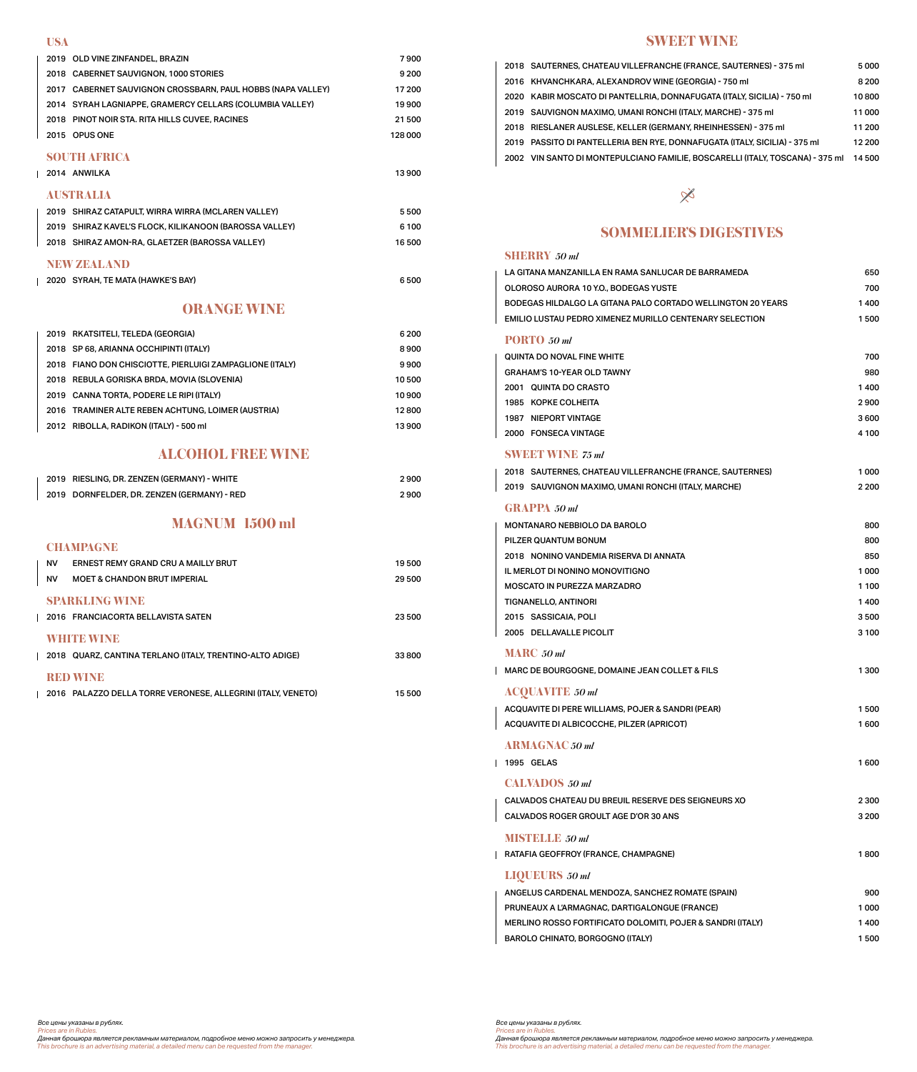## USA

| | |
|---|---|
| 2019 OLD VINE ZINFANDEL, BRAZIN | 7 900 |
| 2018 CABERNET SAUVIGNON, 1000 STORIES | 9 200 |
| 2017 CABERNET SAUVIGNON CROSSBARN, PAUL HOBBS (NAPA VALLEY) | 17 200 |
| 2014 SYRAH LAGNIAPPE, GRAMERCY CELLARS (COLUMBIA VALLEY) | 19 900 |
| 2018 PINOT NOIR STA. RITA HILLS CUVEE, RACINES | 21 500 |
| 2015 OPUS ONE | 128 000 |

## SOUTH AFRICA

| | |
|---|---|
| 2014 ANWILKA | 13 900 |

## AUSTRALIA

| | |
|---|---|
| 2019 SHIRAZ CATAPULT, WIRRA WIRRA (MCLAREN VALLEY) | 5 500 |
| 2019 SHIRAZ KAVEL'S FLOCK, KILIKANOON (BAROSSA VALLEY) | 6 100 |
| 2018 SHIRAZ AMON-RA, GLAETZER (BAROSSA VALLEY) | 16 500 |

## NEW ZEALAND

| | |
|---|---|
| 2020 SYRAH, TE MATA (HAWKE'S BAY) | 6 500 |

# ORANGE WINE

| | |
|---|---|
| 2019 RKATSITELI, TELEDA (GEORGIA) | 6 200 |
| 2018 SP 68, ARIANNA OCCHIPINTI (ITALY) | 8 900 |
| 2018 FIANO DON CHISCIOTTE, PIERLUIGI ZAMPAGLIONE (ITALY) | 9 900 |
| 2018 REBULA GORISKA BRDA, MOVIA (SLOVENIA) | 10 500 |
| 2019 CANNA TORTA, PODERE LE RIPI (ITALY) | 10 900 |
| 2016 TRAMINER ALTE REBEN ACHTUNG, LOIMER (AUSTRIA) | 12 800 |
| 2012 RIBOLLA, RADIKON (ITALY) - 500 ml | 13 900 |

# ALCOHOL FREE WINE

| | |
|---|---|
| 2019 RIESLING, DR. ZENZEN (GERMANY) - WHITE | 2 900 |
| 2019 DORNFELDER, DR. ZENZEN (GERMANY) - RED | 2 900 |

# MAGNUM 1500 ml

## CHAMPAGNE

| | |
|---|---|
| NV ERNEST REMY GRAND CRU A MAILLY BRUT | 19 500 |
| NV MOET & CHANDON BRUT IMPERIAL | 29 500 |

## SPARKLING WINE

| | |
|---|---|
| 2016 FRANCIACORTA BELLAVISTA SATEN | 23 500 |

## WHITE WINE

| | |
|---|---|
| 2018 QUARZ, CANTINA TERLANO (ITALY, TRENTINO-ALTO ADIGE) | 33 800 |

## RED WINE

| | |
|---|---|
| 2016 PALAZZO DELLA TORRE VERONESE, ALLEGRINI (ITALY, VENETO) | 15 500 |

*Все цены указаны в рублях.*
*Prices are in Rubles.*
*Данная брошюра является рекламным материалом, подробное меню можно запросить у менеджера.*
*This brochure is an advertising material, a detailed menu can be requested from the manager.*

# SWEET WINE

| | |
|---|---|
| 2018 SAUTERNES, CHATEAU VILLEFRANCHE (FRANCE, SAUTERNES) - 375 ml | 5 000 |
| 2016 KHVANCHKARA, ALEXANDROV WINE (GEORGIA) - 750 ml | 8 200 |
| 2020 KABIR MOSCATO DI PANTELLRIA, DONNAFUGATA (ITALY, SICILIA) - 750 ml | 10 800 |
| 2019 SAUVIGNON MAXIMO, UMANI RONCHI (ITALY, MARCHE) - 375 ml | 11 000 |
| 2018 RIESLANER AUSLESE, KELLER (GERMANY, RHEINHESSEN) - 375 ml | 11 200 |
| 2019 PASSITO DI PANTELLERIA BEN RYE, DONNAFUGATA (ITALY, SICILIA) - 375 ml | 12 200 |
| 2002 VIN SANTO DI MONTEPULCIANO FAMILIE, BOSCARELLI (ITALY, TOSCANA) - 375 ml | 14 500 |

# SOMMELIER'S DIGESTIVES

## SHERRY *50 ml*

| | |
|---|---|
| LA GITANA MANZANILLA EN RAMA SANLUCAR DE BARRAMEDA | 650 |
| OLOROSO AURORA 10 Y.O., BODEGAS YUSTE | 700 |
| BODEGAS HILDALGO LA GITANA PALO CORTADO WELLINGTON 20 YEARS | 1 400 |
| EMILIO LUSTAU PEDRO XIMENEZ MURILLO CENTENARY SELECTION | 1 500 |

## PORTO *50 ml*

| | |
|---|---|
| QUINTA DO NOVAL FINE WHITE | 700 |
| GRAHAM'S 10-YEAR OLD TAWNY | 980 |
| 2001 QUINTA DO CRASTO | 1 400 |
| 1985 KOPKE COLHEITA | 2 900 |
| 1987 NIEPORT VINTAGE | 3 600 |
| 2000 FONSECA VINTAGE | 4 100 |

## SWEET WINE *75 ml*

| | |
|---|---|
| 2018 SAUTERNES, CHATEAU VILLEFRANCHE (FRANCE, SAUTERNES) | 1 000 |
| 2019 SAUVIGNON MAXIMO, UMANI RONCHI (ITALY, MARCHE) | 2 200 |

## GRAPPA *50 ml*

| | |
|---|---|
| MONTANARO NEBBIOLO DA BAROLO | 800 |
| PILZER QUANTUM BONUM | 800 |
| 2018 NONINO VANDEMIA RISERVA DI ANNATA | 850 |
| IL MERLOT DI NONINO MONOVITIGNO | 1 000 |
| MOSCATO IN PUREZZA MARZADRO | 1 100 |
| TIGNANELLO, ANTINORI | 1 400 |
| 2015 SASSICAIA, POLI | 3 500 |
| 2005 DELLAVALLE PICOLIT | 3 100 |

## MARC *50 ml*

| | |
|---|---|
| MARC DE BOURGOGNE, DOMAINE JEAN COLLET & FILS | 1 300 |

## ACQUAVITE *50 ml*

| | |
|---|---|
| ACQUAVITE DI PERE WILLIAMS, POJER & SANDRI (PEAR) | 1 500 |
| ACQUAVITE DI ALBICOCCHE, PILZER (APRICOT) | 1 600 |

## ARMAGNAC *50 ml*

| | |
|---|---|
| 1995 GELAS | 1 600 |

## CALVADOS *50 ml*

| | |
|---|---|
| CALVADOS CHATEAU DU BREUIL RESERVE DES SEIGNEURS XO | 2 300 |
| CALVADOS ROGER GROULT AGE D'OR 30 ANS | 3 200 |

## MISTELLE *50 ml*

| | |
|---|---|
| RATAFIA GEOFFROY (FRANCE, CHAMPAGNE) | 1 800 |

## LIQUEURS *50 ml*

| | |
|---|---|
| ANGELUS CARDENAL MENDOZA, SANCHEZ ROMATE (SPAIN) | 900 |
| PRUNEAUX A L'ARMAGNAC, DARTIGALONGUE (FRANCE) | 1 000 |
| MERLINO ROSSO FORTIFICATO DOLOMITI, POJER & SANDRI (ITALY) | 1 400 |
| BAROLO CHINATO, BORGOGNO (ITALY) | 1 500 |

*Все цены указаны в рублях.*
*Prices are in Rubles.*
*Данная брошюра является рекламным материалом, подробное меню можно запросить у менеджера.*
*This brochure is an advertising material, a detailed menu can be requested from the manager.*